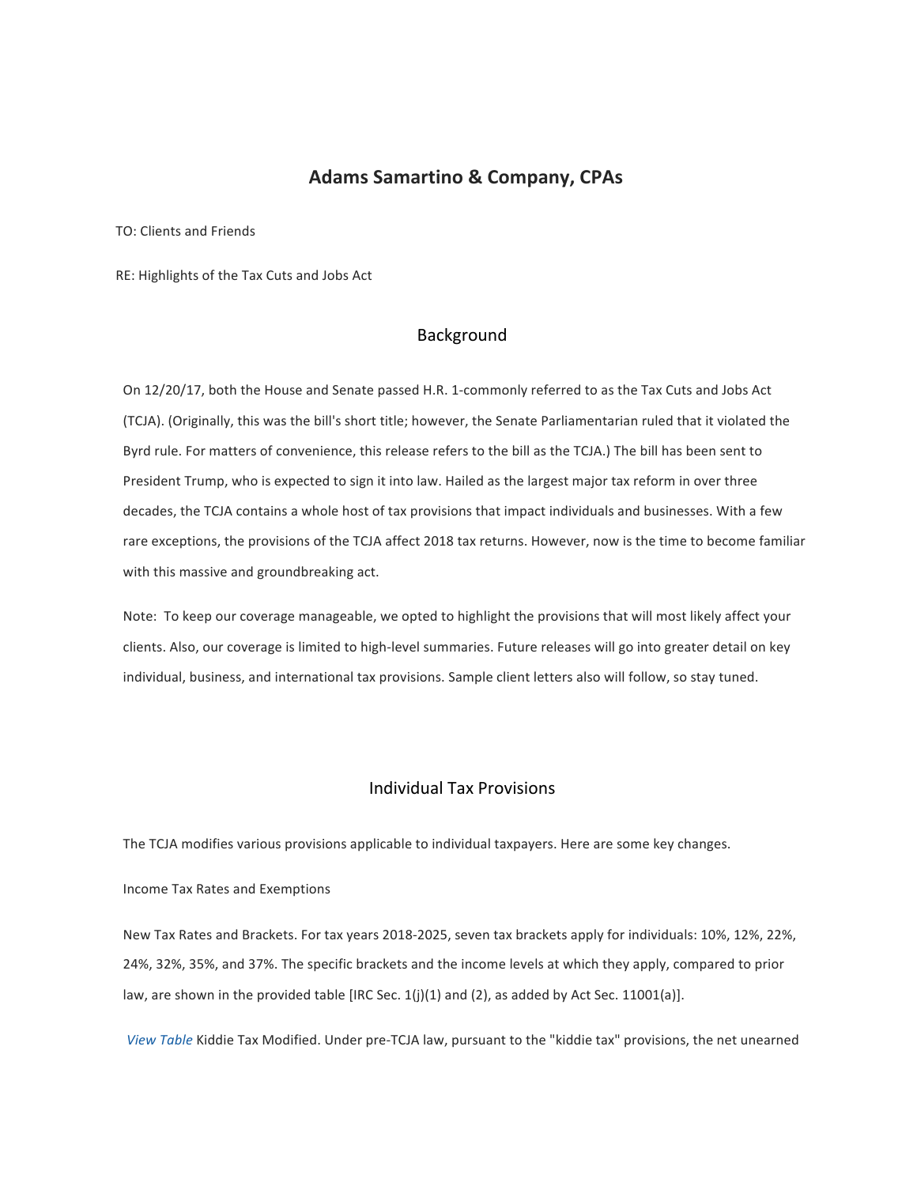# Adams Samartino & Company, CPAs

TO: Clients and Friends

RE: Highlights of the Tax Cuts and Jobs Act

## Background

On 12/20/17, both the House and Senate passed H.R. 1-commonly referred to as the Tax Cuts and Jobs Act (TCJA). (Originally, this was the bill's short title; however, the Senate Parliamentarian ruled that it violated the Byrd rule. For matters of convenience, this release refers to the bill as the TCJA.) The bill has been sent to President Trump, who is expected to sign it into law. Hailed as the largest major tax reform in over three decades, the TCJA contains a whole host of tax provisions that impact individuals and businesses. With a few rare exceptions, the provisions of the TCJA affect 2018 tax returns. However, now is the time to become familiar with this massive and groundbreaking act.

Note: To keep our coverage manageable, we opted to highlight the provisions that will most likely affect your clients. Also, our coverage is limited to high-level summaries. Future releases will go into greater detail on key individual, business, and international tax provisions. Sample client letters also will follow, so stay tuned.

## Individual Tax Provisions

The TCJA modifies various provisions applicable to individual taxpayers. Here are some key changes.

Income Tax Rates and Exemptions

New Tax Rates and Brackets. For tax years 2018-2025, seven tax brackets apply for individuals: 10%, 12%, 22%, 24%, 32%, 35%, and 37%. The specific brackets and the income levels at which they apply, compared to prior law, are shown in the provided table [IRC Sec. 1(j)(1) and (2), as added by Act Sec. 11001(a)].

*View Table* Kiddie Tax Modified. Under pre-TCJA law, pursuant to the "kiddie tax" provisions, the net unearned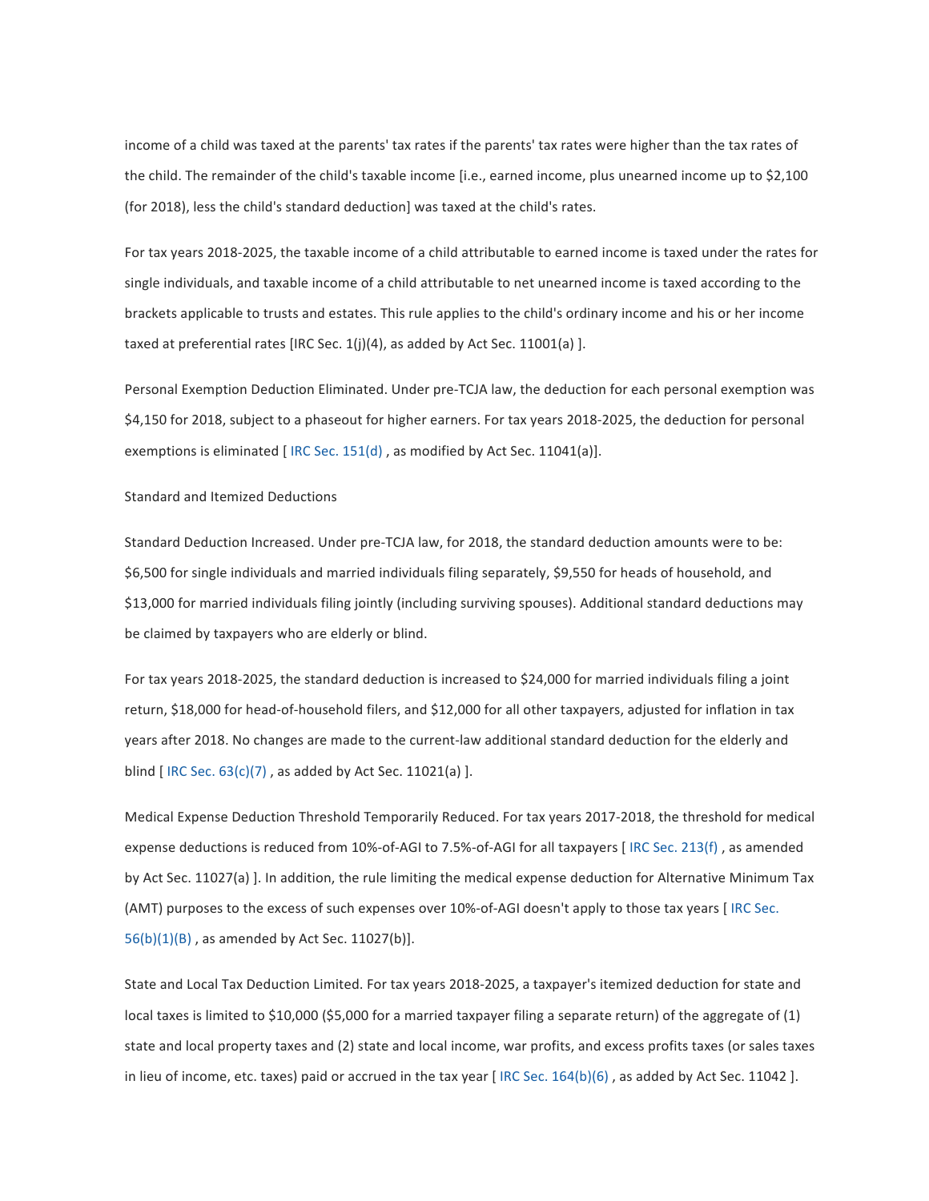income of a child was taxed at the parents' tax rates if the parents' tax rates were higher than the tax rates of the child. The remainder of the child's taxable income [i.e., earned income, plus unearned income up to $2,100 (for 2018), less the child's standard deduction] was taxed at the child's rates.

For tax years 2018-2025, the taxable income of a child attributable to earned income is taxed under the rates for single individuals, and taxable income of a child attributable to net unearned income is taxed according to the brackets applicable to trusts and estates. This rule applies to the child's ordinary income and his or her income taxed at preferential rates [IRC Sec. 1(j)(4), as added by Act Sec. 11001(a) ].

Personal Exemption Deduction Eliminated. Under pre-TCJA law, the deduction for each personal exemption was $4,150 for 2018, subject to a phaseout for higher earners. For tax years 2018-2025, the deduction for personal exemptions is eliminated [ IRC Sec. 151(d) , as modified by Act Sec. 11041(a)].

## Standard and Itemized Deductions

Standard Deduction Increased. Under pre-TCJA law, for 2018, the standard deduction amounts were to be: $6,500 for single individuals and married individuals filing separately, $9,550 for heads of household, and $13,000 for married individuals filing jointly (including surviving spouses). Additional standard deductions may be claimed by taxpayers who are elderly or blind.

For tax years 2018-2025, the standard deduction is increased to $24,000 for married individuals filing a joint return, $18,000 for head-of-household filers, and $12,000 for all other taxpayers, adjusted for inflation in tax years after 2018. No changes are made to the current-law additional standard deduction for the elderly and blind [ IRC Sec. 63(c)(7) , as added by Act Sec. 11021(a) ].

Medical Expense Deduction Threshold Temporarily Reduced. For tax years 2017-2018, the threshold for medical expense deductions is reduced from 10%-of-AGI to 7.5%-of-AGI for all taxpayers [ IRC Sec. 213(f) , as amended by Act Sec. 11027(a) ]. In addition, the rule limiting the medical expense deduction for Alternative Minimum Tax (AMT) purposes to the excess of such expenses over 10%-of-AGI doesn't apply to those tax years [ IRC Sec. 56(b)(1)(B) , as amended by Act Sec. 11027(b)].

State and Local Tax Deduction Limited. For tax years 2018-2025, a taxpayer's itemized deduction for state and local taxes is limited to $10,000 ($5,000 for a married taxpayer filing a separate return) of the aggregate of (1) state and local property taxes and (2) state and local income, war profits, and excess profits taxes (or sales taxes in lieu of income, etc. taxes) paid or accrued in the tax year [ IRC Sec. 164(b)(6) , as added by Act Sec. 11042 ].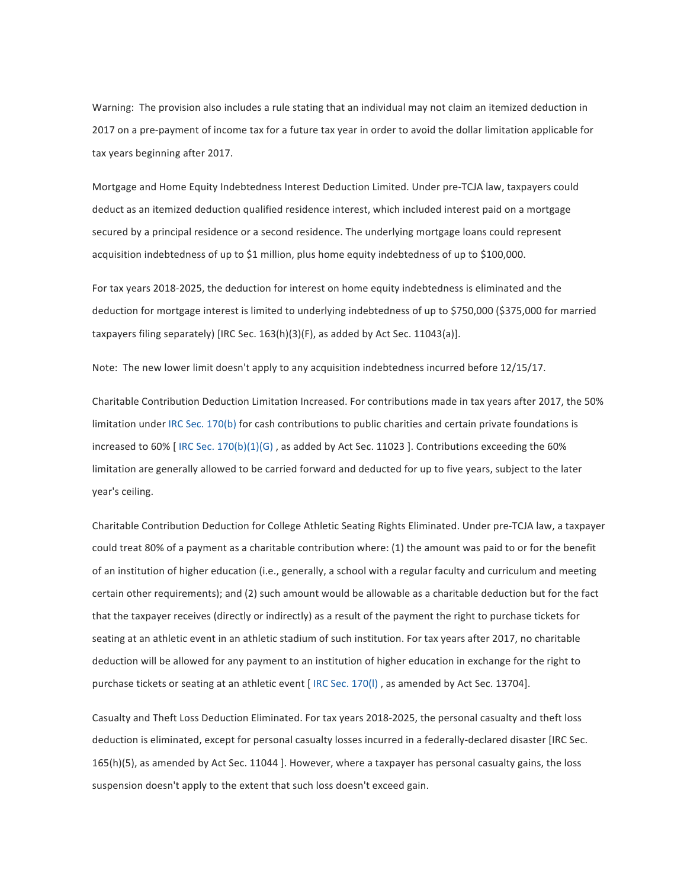Warning: The provision also includes a rule stating that an individual may not claim an itemized deduction in 2017 on a pre-payment of income tax for a future tax year in order to avoid the dollar limitation applicable for tax years beginning after 2017.

Mortgage and Home Equity Indebtedness Interest Deduction Limited. Under pre-TCJA law, taxpayers could deduct as an itemized deduction qualified residence interest, which included interest paid on a mortgage secured by a principal residence or a second residence. The underlying mortgage loans could represent acquisition indebtedness of up to $1 million, plus home equity indebtedness of up to $100,000.

For tax years 2018-2025, the deduction for interest on home equity indebtedness is eliminated and the deduction for mortgage interest is limited to underlying indebtedness of up to $750,000 ($375,000 for married taxpayers filing separately) [IRC Sec. 163(h)(3)(F), as added by Act Sec. 11043(a)].

Note: The new lower limit doesn't apply to any acquisition indebtedness incurred before 12/15/17.

Charitable Contribution Deduction Limitation Increased. For contributions made in tax years after 2017, the 50% limitation under IRC Sec. 170(b) for cash contributions to public charities and certain private foundations is increased to 60% [ IRC Sec. 170(b)(1)(G) , as added by Act Sec. 11023 ]. Contributions exceeding the 60% limitation are generally allowed to be carried forward and deducted for up to five years, subject to the later year's ceiling.

Charitable Contribution Deduction for College Athletic Seating Rights Eliminated. Under pre-TCJA law, a taxpayer could treat 80% of a payment as a charitable contribution where: (1) the amount was paid to or for the benefit of an institution of higher education (i.e., generally, a school with a regular faculty and curriculum and meeting certain other requirements); and (2) such amount would be allowable as a charitable deduction but for the fact that the taxpayer receives (directly or indirectly) as a result of the payment the right to purchase tickets for seating at an athletic event in an athletic stadium of such institution. For tax years after 2017, no charitable deduction will be allowed for any payment to an institution of higher education in exchange for the right to purchase tickets or seating at an athletic event [ IRC Sec. 170(l) , as amended by Act Sec. 13704].

Casualty and Theft Loss Deduction Eliminated. For tax years 2018-2025, the personal casualty and theft loss deduction is eliminated, except for personal casualty losses incurred in a federally-declared disaster [IRC Sec. 165(h)(5), as amended by Act Sec. 11044 ]. However, where a taxpayer has personal casualty gains, the loss suspension doesn't apply to the extent that such loss doesn't exceed gain.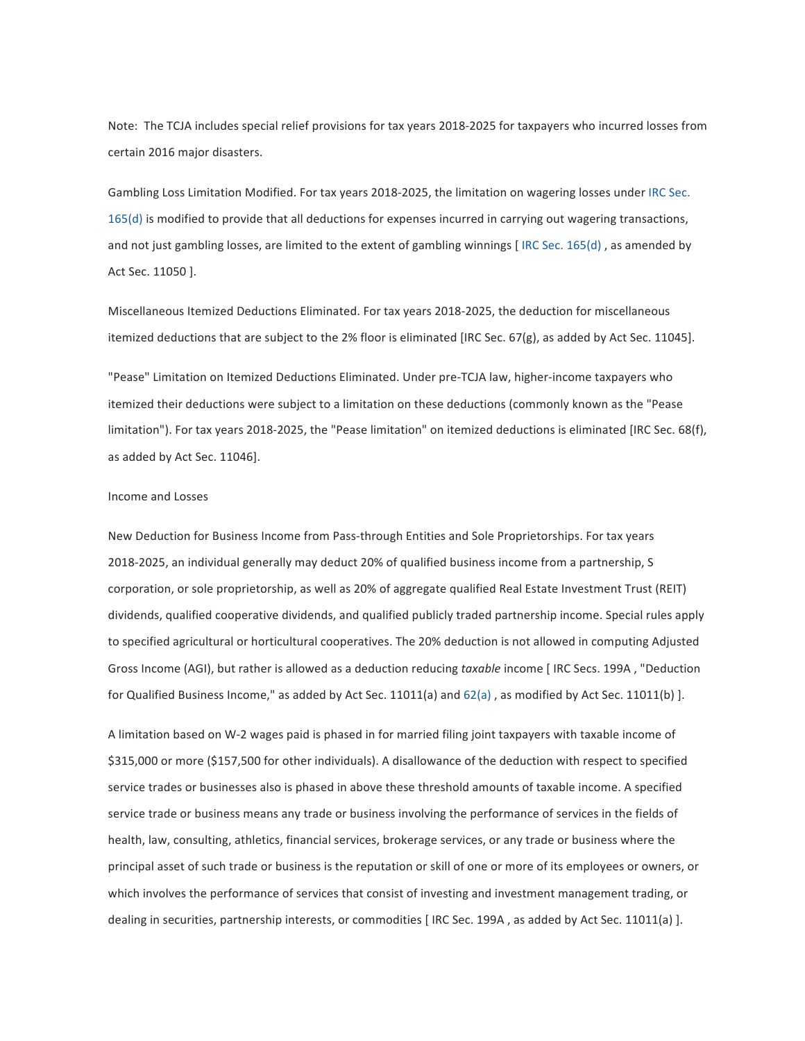Note: The TCJA includes special relief provisions for tax years 2018-2025 for taxpayers who incurred losses from certain 2016 major disasters.

Gambling Loss Limitation Modified. For tax years 2018-2025, the limitation on wagering losses under IRC Sec. 165(d) is modified to provide that all deductions for expenses incurred in carrying out wagering transactions, and not just gambling losses, are limited to the extent of gambling winnings [ IRC Sec. 165(d) , as amended by Act Sec. 11050 ].

Miscellaneous Itemized Deductions Eliminated. For tax years 2018-2025, the deduction for miscellaneous itemized deductions that are subject to the 2% floor is eliminated [IRC Sec. 67(g), as added by Act Sec. 11045].

"Pease" Limitation on Itemized Deductions Eliminated. Under pre-TCJA law, higher-income taxpayers who itemized their deductions were subject to a limitation on these deductions (commonly known as the "Pease limitation"). For tax years 2018-2025, the "Pease limitation" on itemized deductions is eliminated [IRC Sec. 68(f), as added by Act Sec. 11046].

Income and Losses

New Deduction for Business Income from Pass-through Entities and Sole Proprietorships. For tax years 2018-2025, an individual generally may deduct 20% of qualified business income from a partnership, S corporation, or sole proprietorship, as well as 20% of aggregate qualified Real Estate Investment Trust (REIT) dividends, qualified cooperative dividends, and qualified publicly traded partnership income. Special rules apply to specified agricultural or horticultural cooperatives. The 20% deduction is not allowed in computing Adjusted Gross Income (AGI), but rather is allowed as a deduction reducing *taxable* income [ IRC Secs. 199A , "Deduction for Qualified Business Income," as added by Act Sec. 11011(a) and 62(a) , as modified by Act Sec. 11011(b) ].

A limitation based on W-2 wages paid is phased in for married filing joint taxpayers with taxable income of $315,000 or more ($157,500 for other individuals). A disallowance of the deduction with respect to specified service trades or businesses also is phased in above these threshold amounts of taxable income. A specified service trade or business means any trade or business involving the performance of services in the fields of health, law, consulting, athletics, financial services, brokerage services, or any trade or business where the principal asset of such trade or business is the reputation or skill of one or more of its employees or owners, or which involves the performance of services that consist of investing and investment management trading, or dealing in securities, partnership interests, or commodities [ IRC Sec. 199A , as added by Act Sec. 11011(a) ].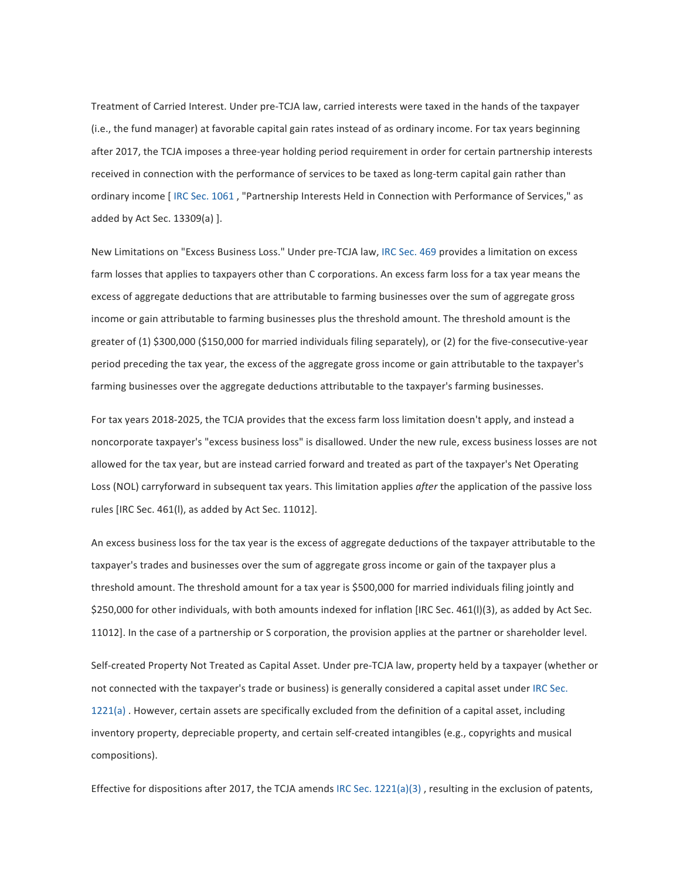Treatment of Carried Interest. Under pre-TCJA law, carried interests were taxed in the hands of the taxpayer (i.e., the fund manager) at favorable capital gain rates instead of as ordinary income. For tax years beginning after 2017, the TCJA imposes a three-year holding period requirement in order for certain partnership interests received in connection with the performance of services to be taxed as long-term capital gain rather than ordinary income [ IRC Sec. 1061 , "Partnership Interests Held in Connection with Performance of Services," as added by Act Sec. 13309(a) ].

New Limitations on "Excess Business Loss." Under pre-TCJA law, IRC Sec. 469 provides a limitation on excess farm losses that applies to taxpayers other than C corporations. An excess farm loss for a tax year means the excess of aggregate deductions that are attributable to farming businesses over the sum of aggregate gross income or gain attributable to farming businesses plus the threshold amount. The threshold amount is the greater of (1) $300,000 ($150,000 for married individuals filing separately), or (2) for the five-consecutive-year period preceding the tax year, the excess of the aggregate gross income or gain attributable to the taxpayer's farming businesses over the aggregate deductions attributable to the taxpayer's farming businesses.

For tax years 2018-2025, the TCJA provides that the excess farm loss limitation doesn't apply, and instead a noncorporate taxpayer's "excess business loss" is disallowed. Under the new rule, excess business losses are not allowed for the tax year, but are instead carried forward and treated as part of the taxpayer's Net Operating Loss (NOL) carryforward in subsequent tax years. This limitation applies *after* the application of the passive loss rules [IRC Sec. 461(l), as added by Act Sec. 11012].

An excess business loss for the tax year is the excess of aggregate deductions of the taxpayer attributable to the taxpayer's trades and businesses over the sum of aggregate gross income or gain of the taxpayer plus a threshold amount. The threshold amount for a tax year is $500,000 for married individuals filing jointly and $250,000 for other individuals, with both amounts indexed for inflation [IRC Sec. 461(l)(3), as added by Act Sec. 11012]. In the case of a partnership or S corporation, the provision applies at the partner or shareholder level.

Self-created Property Not Treated as Capital Asset. Under pre-TCJA law, property held by a taxpayer (whether or not connected with the taxpayer's trade or business) is generally considered a capital asset under IRC Sec. 1221(a) . However, certain assets are specifically excluded from the definition of a capital asset, including inventory property, depreciable property, and certain self-created intangibles (e.g., copyrights and musical compositions).

Effective for dispositions after 2017, the TCJA amends IRC Sec. 1221(a)(3) , resulting in the exclusion of patents,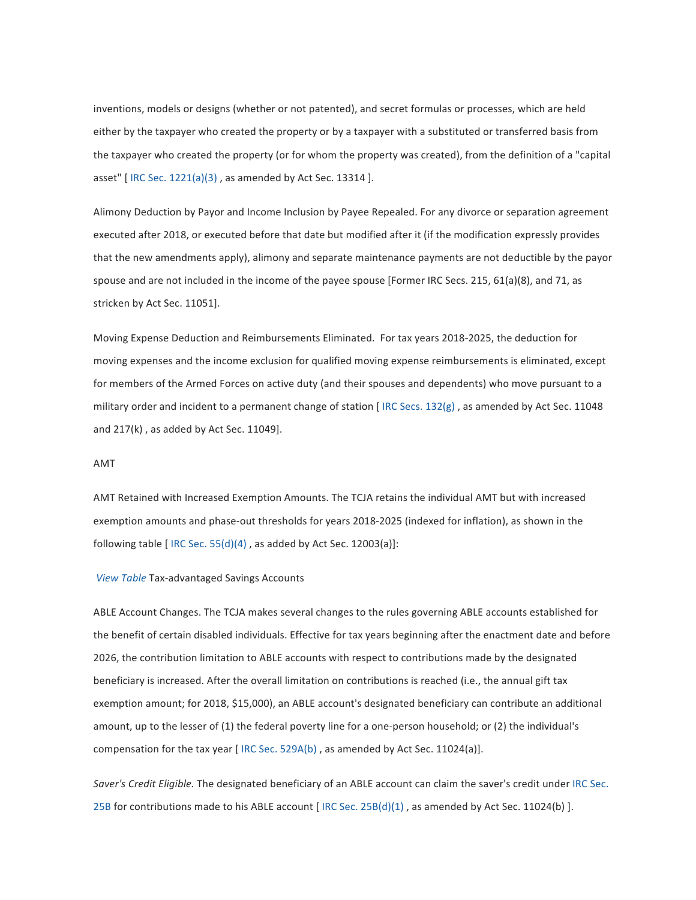inventions, models or designs (whether or not patented), and secret formulas or processes, which are held either by the taxpayer who created the property or by a taxpayer with a substituted or transferred basis from the taxpayer who created the property (or for whom the property was created), from the definition of a "capital asset" [ IRC Sec. 1221(a)(3) , as amended by Act Sec. 13314 ].

Alimony Deduction by Payor and Income Inclusion by Payee Repealed. For any divorce or separation agreement executed after 2018, or executed before that date but modified after it (if the modification expressly provides that the new amendments apply), alimony and separate maintenance payments are not deductible by the payor spouse and are not included in the income of the payee spouse [Former IRC Secs. 215, 61(a)(8), and 71, as stricken by Act Sec. 11051].

Moving Expense Deduction and Reimbursements Eliminated. For tax years 2018-2025, the deduction for moving expenses and the income exclusion for qualified moving expense reimbursements is eliminated, except for members of the Armed Forces on active duty (and their spouses and dependents) who move pursuant to a military order and incident to a permanent change of station [ IRC Secs. 132(g) , as amended by Act Sec. 11048 and 217(k) , as added by Act Sec. 11049].

AMT

AMT Retained with Increased Exemption Amounts. The TCJA retains the individual AMT but with increased exemption amounts and phase-out thresholds for years 2018-2025 (indexed for inflation), as shown in the following table [ IRC Sec. 55(d)(4) , as added by Act Sec. 12003(a)]:

*View Table* Tax-advantaged Savings Accounts

ABLE Account Changes. The TCJA makes several changes to the rules governing ABLE accounts established for the benefit of certain disabled individuals. Effective for tax years beginning after the enactment date and before 2026, the contribution limitation to ABLE accounts with respect to contributions made by the designated beneficiary is increased. After the overall limitation on contributions is reached (i.e., the annual gift tax exemption amount; for 2018, $15,000), an ABLE account's designated beneficiary can contribute an additional amount, up to the lesser of (1) the federal poverty line for a one-person household; or (2) the individual's compensation for the tax year [ IRC Sec. 529A(b) , as amended by Act Sec. 11024(a)].

*Saver's Credit Eligible.* The designated beneficiary of an ABLE account can claim the saver's credit under IRC Sec. 25B for contributions made to his ABLE account [ IRC Sec. 25B(d)(1) , as amended by Act Sec. 11024(b) ].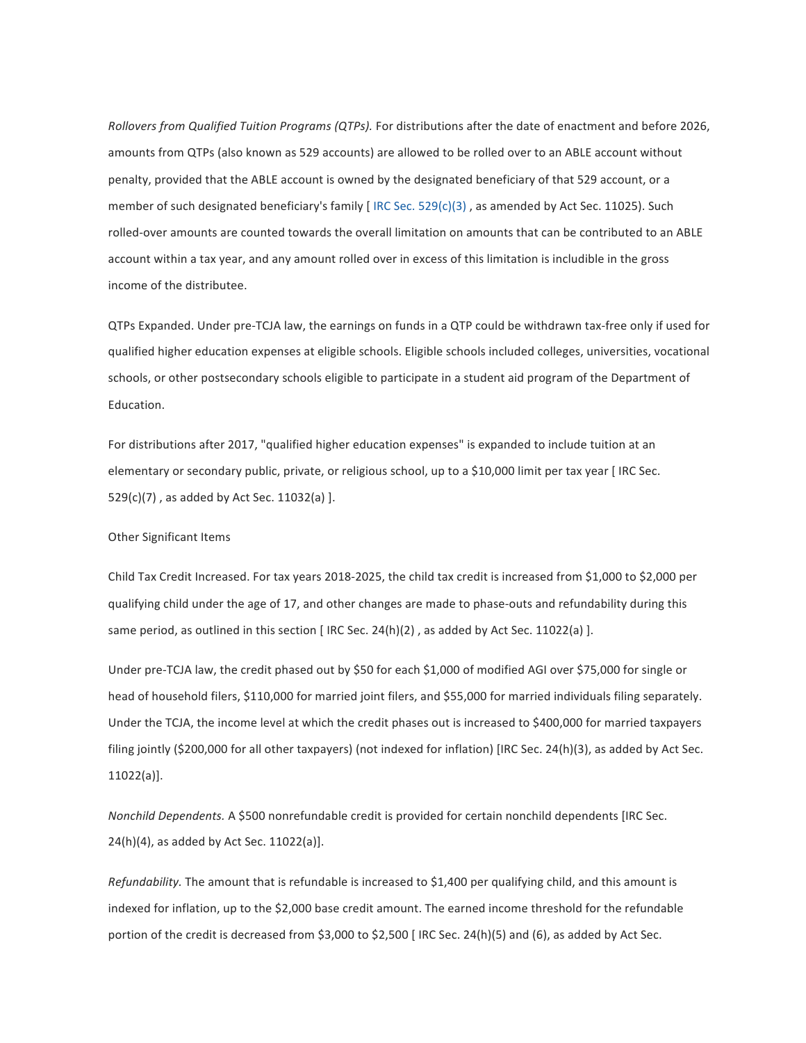*Rollovers from Qualified Tuition Programs (QTPs).* For distributions after the date of enactment and before 2026, amounts from QTPs (also known as 529 accounts) are allowed to be rolled over to an ABLE account without penalty, provided that the ABLE account is owned by the designated beneficiary of that 529 account, or a member of such designated beneficiary's family [ IRC Sec. 529(c)(3) , as amended by Act Sec. 11025). Such rolled-over amounts are counted towards the overall limitation on amounts that can be contributed to an ABLE account within a tax year, and any amount rolled over in excess of this limitation is includible in the gross income of the distributee.

QTPs Expanded. Under pre-TCJA law, the earnings on funds in a QTP could be withdrawn tax-free only if used for qualified higher education expenses at eligible schools. Eligible schools included colleges, universities, vocational schools, or other postsecondary schools eligible to participate in a student aid program of the Department of Education.

For distributions after 2017, "qualified higher education expenses" is expanded to include tuition at an elementary or secondary public, private, or religious school, up to a $10,000 limit per tax year [ IRC Sec. 529(c)(7) , as added by Act Sec. 11032(a) ].

Other Significant Items

Child Tax Credit Increased. For tax years 2018-2025, the child tax credit is increased from $1,000 to $2,000 per qualifying child under the age of 17, and other changes are made to phase-outs and refundability during this same period, as outlined in this section [ IRC Sec. 24(h)(2) , as added by Act Sec. 11022(a) ].

Under pre-TCJA law, the credit phased out by $50 for each $1,000 of modified AGI over $75,000 for single or head of household filers, $110,000 for married joint filers, and $55,000 for married individuals filing separately. Under the TCJA, the income level at which the credit phases out is increased to $400,000 for married taxpayers filing jointly ($200,000 for all other taxpayers) (not indexed for inflation) [IRC Sec. 24(h)(3), as added by Act Sec. 11022(a)].

*Nonchild Dependents.* A $500 nonrefundable credit is provided for certain nonchild dependents [IRC Sec. 24(h)(4), as added by Act Sec. 11022(a)].

*Refundability.* The amount that is refundable is increased to $1,400 per qualifying child, and this amount is indexed for inflation, up to the $2,000 base credit amount. The earned income threshold for the refundable portion of the credit is decreased from $3,000 to $2,500 [ IRC Sec. 24(h)(5) and (6), as added by Act Sec.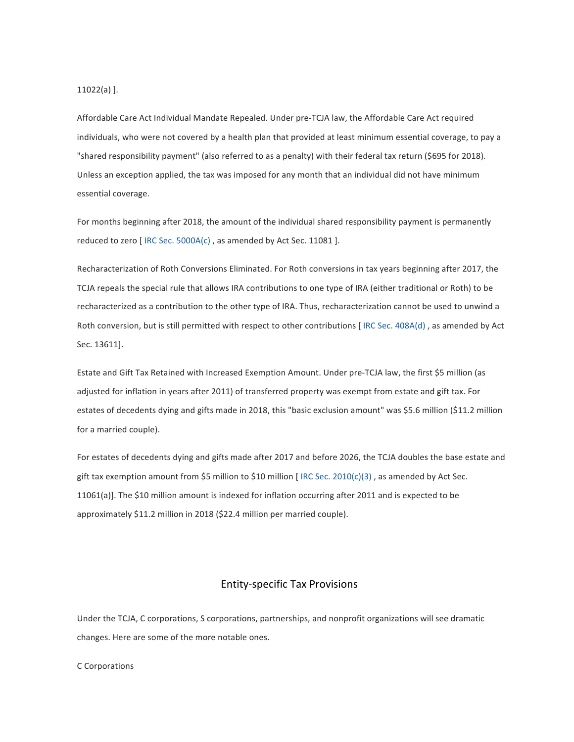11022(a) ].

Affordable Care Act Individual Mandate Repealed. Under pre-TCJA law, the Affordable Care Act required individuals, who were not covered by a health plan that provided at least minimum essential coverage, to pay a "shared responsibility payment" (also referred to as a penalty) with their federal tax return ($695 for 2018). Unless an exception applied, the tax was imposed for any month that an individual did not have minimum essential coverage.

For months beginning after 2018, the amount of the individual shared responsibility payment is permanently reduced to zero [ IRC Sec. 5000A(c) , as amended by Act Sec. 11081 ].

Recharacterization of Roth Conversions Eliminated. For Roth conversions in tax years beginning after 2017, the TCJA repeals the special rule that allows IRA contributions to one type of IRA (either traditional or Roth) to be recharacterized as a contribution to the other type of IRA. Thus, recharacterization cannot be used to unwind a Roth conversion, but is still permitted with respect to other contributions [ IRC Sec. 408A(d) , as amended by Act Sec. 13611].

Estate and Gift Tax Retained with Increased Exemption Amount. Under pre-TCJA law, the first $5 million (as adjusted for inflation in years after 2011) of transferred property was exempt from estate and gift tax. For estates of decedents dying and gifts made in 2018, this "basic exclusion amount" was $5.6 million ($11.2 million for a married couple).

For estates of decedents dying and gifts made after 2017 and before 2026, the TCJA doubles the base estate and gift tax exemption amount from $5 million to $10 million [ IRC Sec. 2010(c)(3) , as amended by Act Sec. 11061(a)]. The $10 million amount is indexed for inflation occurring after 2011 and is expected to be approximately $11.2 million in 2018 ($22.4 million per married couple).

## Entity-specific Tax Provisions

Under the TCJA, C corporations, S corporations, partnerships, and nonprofit organizations will see dramatic changes. Here are some of the more notable ones.

### C Corporations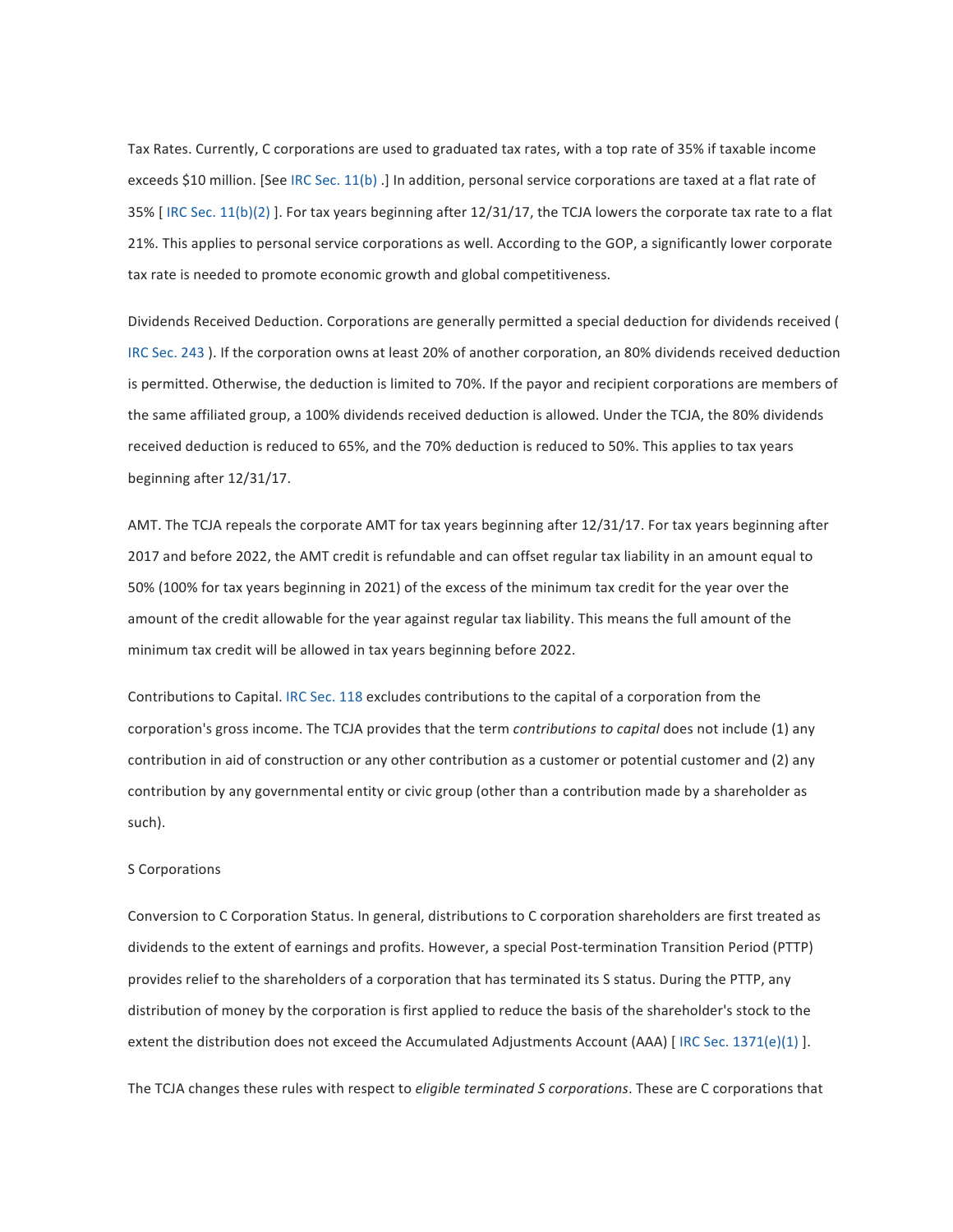Tax Rates. Currently, C corporations are used to graduated tax rates, with a top rate of 35% if taxable income exceeds $10 million. [See IRC Sec. 11(b) .] In addition, personal service corporations are taxed at a flat rate of 35% [ IRC Sec. 11(b)(2) ]. For tax years beginning after 12/31/17, the TCJA lowers the corporate tax rate to a flat 21%. This applies to personal service corporations as well. According to the GOP, a significantly lower corporate tax rate is needed to promote economic growth and global competitiveness.

Dividends Received Deduction. Corporations are generally permitted a special deduction for dividends received ( IRC Sec. 243 ). If the corporation owns at least 20% of another corporation, an 80% dividends received deduction is permitted. Otherwise, the deduction is limited to 70%. If the payor and recipient corporations are members of the same affiliated group, a 100% dividends received deduction is allowed. Under the TCJA, the 80% dividends received deduction is reduced to 65%, and the 70% deduction is reduced to 50%. This applies to tax years beginning after 12/31/17.

AMT. The TCJA repeals the corporate AMT for tax years beginning after 12/31/17. For tax years beginning after 2017 and before 2022, the AMT credit is refundable and can offset regular tax liability in an amount equal to 50% (100% for tax years beginning in 2021) of the excess of the minimum tax credit for the year over the amount of the credit allowable for the year against regular tax liability. This means the full amount of the minimum tax credit will be allowed in tax years beginning before 2022.

Contributions to Capital. IRC Sec. 118 excludes contributions to the capital of a corporation from the corporation's gross income. The TCJA provides that the term *contributions to capital* does not include (1) any contribution in aid of construction or any other contribution as a customer or potential customer and (2) any contribution by any governmental entity or civic group (other than a contribution made by a shareholder as such).

S Corporations

Conversion to C Corporation Status. In general, distributions to C corporation shareholders are first treated as dividends to the extent of earnings and profits. However, a special Post-termination Transition Period (PTTP) provides relief to the shareholders of a corporation that has terminated its S status. During the PTTP, any distribution of money by the corporation is first applied to reduce the basis of the shareholder's stock to the extent the distribution does not exceed the Accumulated Adjustments Account (AAA) [ IRC Sec. 1371(e)(1) ].

The TCJA changes these rules with respect to *eligible terminated S corporations*. These are C corporations that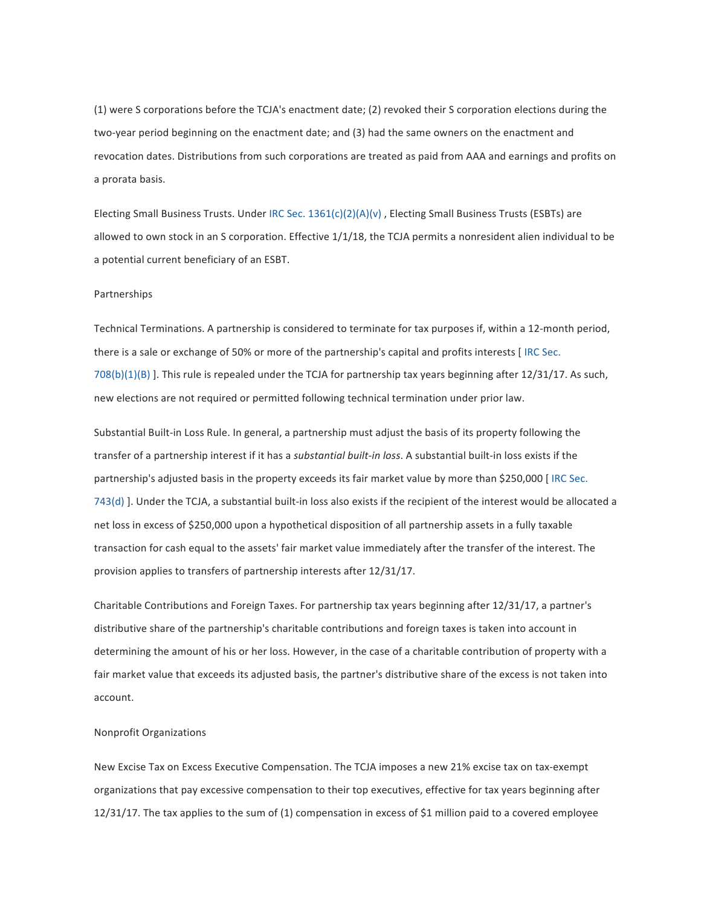(1) were S corporations before the TCJA's enactment date; (2) revoked their S corporation elections during the two-year period beginning on the enactment date; and (3) had the same owners on the enactment and revocation dates. Distributions from such corporations are treated as paid from AAA and earnings and profits on a prorata basis.

Electing Small Business Trusts. Under IRC Sec. 1361(c)(2)(A)(v) , Electing Small Business Trusts (ESBTs) are allowed to own stock in an S corporation. Effective 1/1/18, the TCJA permits a nonresident alien individual to be a potential current beneficiary of an ESBT.

Partnerships

Technical Terminations. A partnership is considered to terminate for tax purposes if, within a 12-month period, there is a sale or exchange of 50% or more of the partnership's capital and profits interests [ IRC Sec. 708(b)(1)(B) ]. This rule is repealed under the TCJA for partnership tax years beginning after 12/31/17. As such, new elections are not required or permitted following technical termination under prior law.

Substantial Built-in Loss Rule. In general, a partnership must adjust the basis of its property following the transfer of a partnership interest if it has a *substantial built-in loss*. A substantial built-in loss exists if the partnership's adjusted basis in the property exceeds its fair market value by more than $250,000 [ IRC Sec. 743(d) ]. Under the TCJA, a substantial built-in loss also exists if the recipient of the interest would be allocated a net loss in excess of $250,000 upon a hypothetical disposition of all partnership assets in a fully taxable transaction for cash equal to the assets' fair market value immediately after the transfer of the interest. The provision applies to transfers of partnership interests after 12/31/17.

Charitable Contributions and Foreign Taxes. For partnership tax years beginning after 12/31/17, a partner's distributive share of the partnership's charitable contributions and foreign taxes is taken into account in determining the amount of his or her loss. However, in the case of a charitable contribution of property with a fair market value that exceeds its adjusted basis, the partner's distributive share of the excess is not taken into account.

Nonprofit Organizations

New Excise Tax on Excess Executive Compensation. The TCJA imposes a new 21% excise tax on tax-exempt organizations that pay excessive compensation to their top executives, effective for tax years beginning after 12/31/17. The tax applies to the sum of (1) compensation in excess of $1 million paid to a covered employee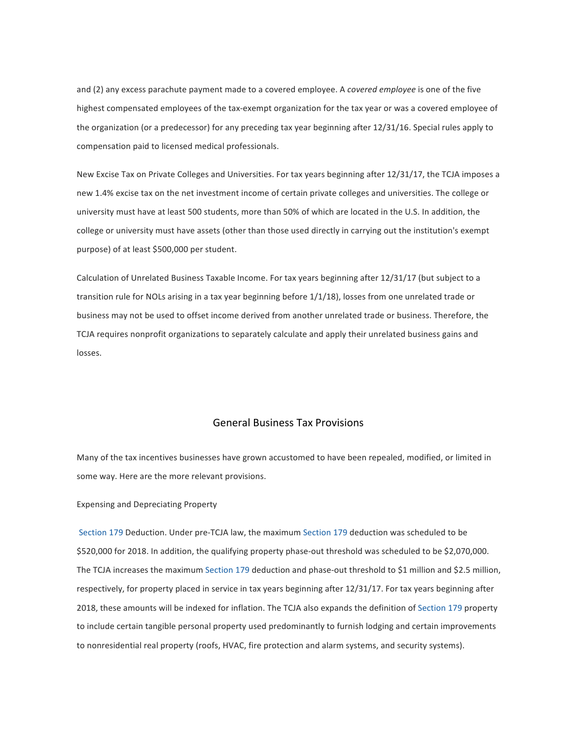and (2) any excess parachute payment made to a covered employee. A *covered employee* is one of the five highest compensated employees of the tax-exempt organization for the tax year or was a covered employee of the organization (or a predecessor) for any preceding tax year beginning after 12/31/16. Special rules apply to compensation paid to licensed medical professionals.

New Excise Tax on Private Colleges and Universities. For tax years beginning after 12/31/17, the TCJA imposes a new 1.4% excise tax on the net investment income of certain private colleges and universities. The college or university must have at least 500 students, more than 50% of which are located in the U.S. In addition, the college or university must have assets (other than those used directly in carrying out the institution's exempt purpose) of at least $500,000 per student.

Calculation of Unrelated Business Taxable Income. For tax years beginning after 12/31/17 (but subject to a transition rule for NOLs arising in a tax year beginning before 1/1/18), losses from one unrelated trade or business may not be used to offset income derived from another unrelated trade or business. Therefore, the TCJA requires nonprofit organizations to separately calculate and apply their unrelated business gains and losses.

## General Business Tax Provisions

Many of the tax incentives businesses have grown accustomed to have been repealed, modified, or limited in some way. Here are the more relevant provisions.

### Expensing and Depreciating Property

Section 179 Deduction. Under pre-TCJA law, the maximum Section 179 deduction was scheduled to be $520,000 for 2018. In addition, the qualifying property phase-out threshold was scheduled to be $2,070,000. The TCJA increases the maximum Section 179 deduction and phase-out threshold to $1 million and $2.5 million, respectively, for property placed in service in tax years beginning after 12/31/17. For tax years beginning after 2018, these amounts will be indexed for inflation. The TCJA also expands the definition of Section 179 property to include certain tangible personal property used predominantly to furnish lodging and certain improvements to nonresidential real property (roofs, HVAC, fire protection and alarm systems, and security systems).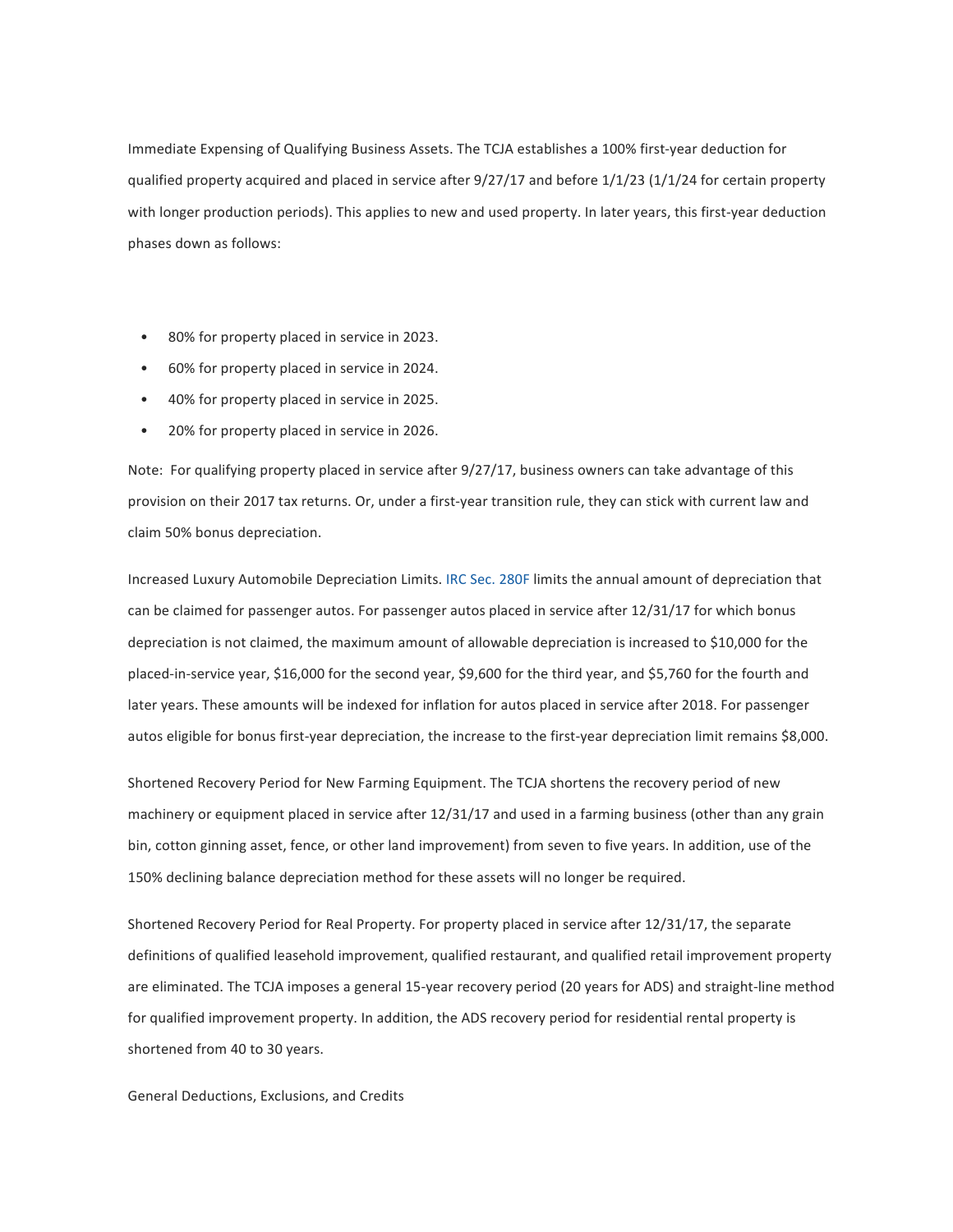Immediate Expensing of Qualifying Business Assets. The TCJA establishes a 100% first-year deduction for qualified property acquired and placed in service after 9/27/17 and before 1/1/23 (1/1/24 for certain property with longer production periods). This applies to new and used property. In later years, this first-year deduction phases down as follows:

- 80% for property placed in service in 2023.
- 60% for property placed in service in 2024.
- 40% for property placed in service in 2025.
- 20% for property placed in service in 2026.

Note: For qualifying property placed in service after 9/27/17, business owners can take advantage of this provision on their 2017 tax returns. Or, under a first-year transition rule, they can stick with current law and claim 50% bonus depreciation.

Increased Luxury Automobile Depreciation Limits. IRC Sec. 280F limits the annual amount of depreciation that can be claimed for passenger autos. For passenger autos placed in service after 12/31/17 for which bonus depreciation is not claimed, the maximum amount of allowable depreciation is increased to $10,000 for the placed-in-service year, $16,000 for the second year, $9,600 for the third year, and $5,760 for the fourth and later years. These amounts will be indexed for inflation for autos placed in service after 2018. For passenger autos eligible for bonus first-year depreciation, the increase to the first-year depreciation limit remains $8,000.

Shortened Recovery Period for New Farming Equipment. The TCJA shortens the recovery period of new machinery or equipment placed in service after 12/31/17 and used in a farming business (other than any grain bin, cotton ginning asset, fence, or other land improvement) from seven to five years. In addition, use of the 150% declining balance depreciation method for these assets will no longer be required.

Shortened Recovery Period for Real Property. For property placed in service after 12/31/17, the separate definitions of qualified leasehold improvement, qualified restaurant, and qualified retail improvement property are eliminated. The TCJA imposes a general 15-year recovery period (20 years for ADS) and straight-line method for qualified improvement property. In addition, the ADS recovery period for residential rental property is shortened from 40 to 30 years.

General Deductions, Exclusions, and Credits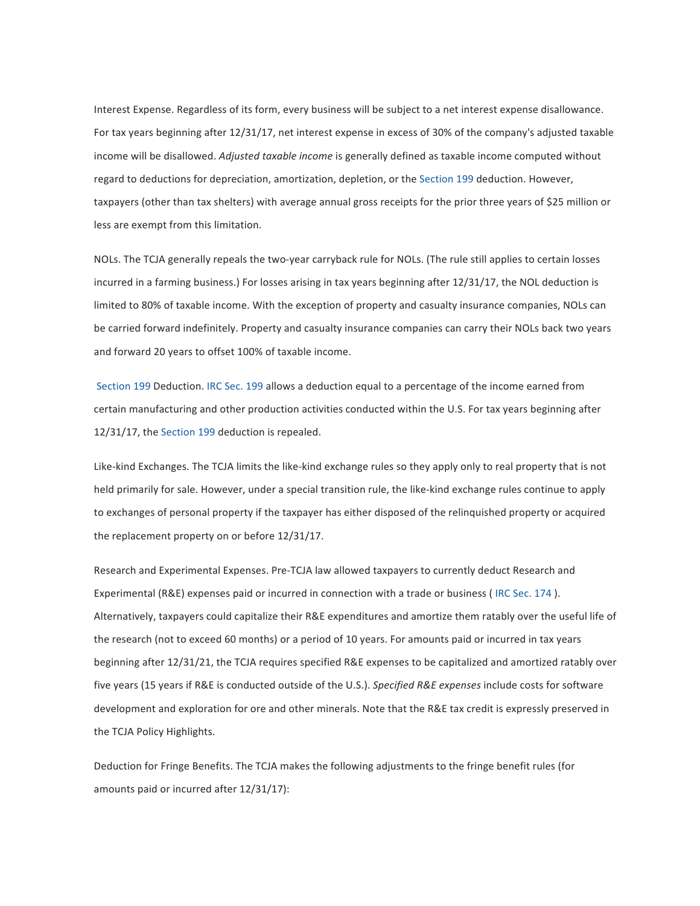Interest Expense. Regardless of its form, every business will be subject to a net interest expense disallowance. For tax years beginning after 12/31/17, net interest expense in excess of 30% of the company's adjusted taxable income will be disallowed. *Adjusted taxable income* is generally defined as taxable income computed without regard to deductions for depreciation, amortization, depletion, or the Section 199 deduction. However, taxpayers (other than tax shelters) with average annual gross receipts for the prior three years of $25 million or less are exempt from this limitation.

NOLs. The TCJA generally repeals the two-year carryback rule for NOLs. (The rule still applies to certain losses incurred in a farming business.) For losses arising in tax years beginning after 12/31/17, the NOL deduction is limited to 80% of taxable income. With the exception of property and casualty insurance companies, NOLs can be carried forward indefinitely. Property and casualty insurance companies can carry their NOLs back two years and forward 20 years to offset 100% of taxable income.

Section 199 Deduction. IRC Sec. 199 allows a deduction equal to a percentage of the income earned from certain manufacturing and other production activities conducted within the U.S. For tax years beginning after 12/31/17, the Section 199 deduction is repealed.

Like-kind Exchanges. The TCJA limits the like-kind exchange rules so they apply only to real property that is not held primarily for sale. However, under a special transition rule, the like-kind exchange rules continue to apply to exchanges of personal property if the taxpayer has either disposed of the relinquished property or acquired the replacement property on or before 12/31/17.

Research and Experimental Expenses. Pre-TCJA law allowed taxpayers to currently deduct Research and Experimental (R&E) expenses paid or incurred in connection with a trade or business ( IRC Sec. 174 ). Alternatively, taxpayers could capitalize their R&E expenditures and amortize them ratably over the useful life of the research (not to exceed 60 months) or a period of 10 years. For amounts paid or incurred in tax years beginning after 12/31/21, the TCJA requires specified R&E expenses to be capitalized and amortized ratably over five years (15 years if R&E is conducted outside of the U.S.). *Specified R&E expenses* include costs for software development and exploration for ore and other minerals. Note that the R&E tax credit is expressly preserved in the TCJA Policy Highlights.

Deduction for Fringe Benefits. The TCJA makes the following adjustments to the fringe benefit rules (for amounts paid or incurred after 12/31/17):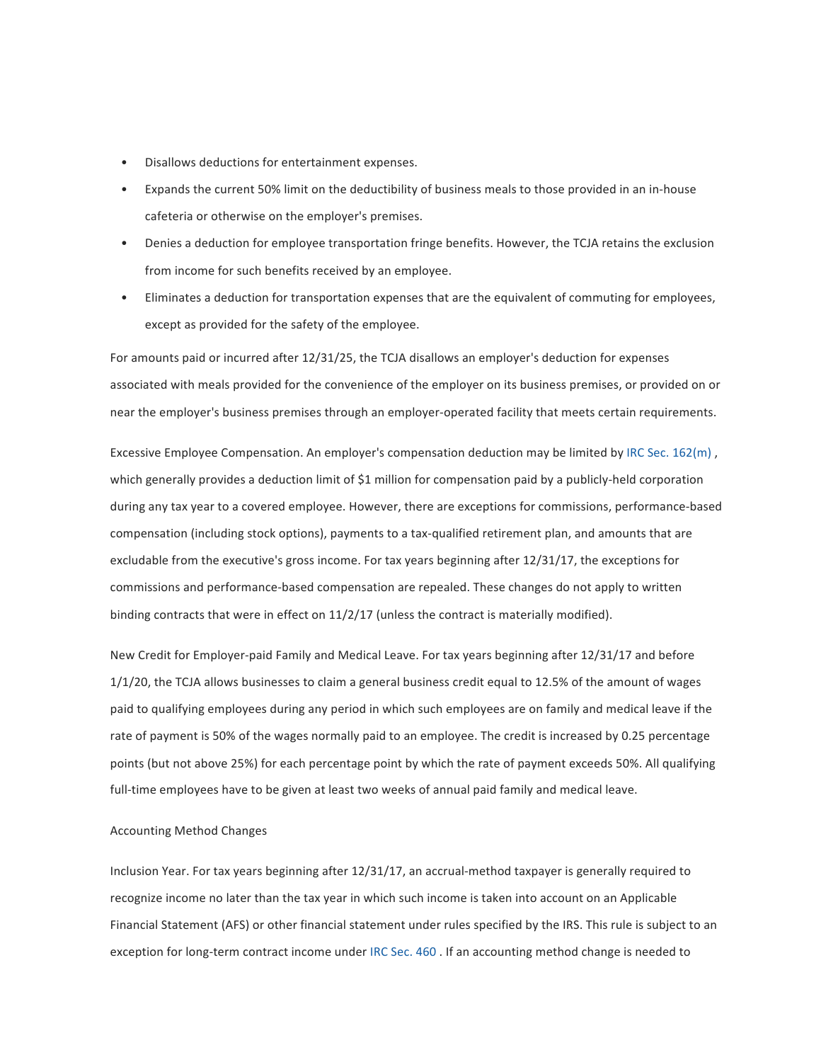- Disallows deductions for entertainment expenses.
- Expands the current 50% limit on the deductibility of business meals to those provided in an in-house cafeteria or otherwise on the employer's premises.
- Denies a deduction for employee transportation fringe benefits. However, the TCJA retains the exclusion from income for such benefits received by an employee.
- Eliminates a deduction for transportation expenses that are the equivalent of commuting for employees, except as provided for the safety of the employee.

For amounts paid or incurred after 12/31/25, the TCJA disallows an employer's deduction for expenses associated with meals provided for the convenience of the employer on its business premises, or provided on or near the employer's business premises through an employer-operated facility that meets certain requirements.

Excessive Employee Compensation. An employer's compensation deduction may be limited by IRC Sec. 162(m) , which generally provides a deduction limit of $1 million for compensation paid by a publicly-held corporation during any tax year to a covered employee. However, there are exceptions for commissions, performance-based compensation (including stock options), payments to a tax-qualified retirement plan, and amounts that are excludable from the executive's gross income. For tax years beginning after 12/31/17, the exceptions for commissions and performance-based compensation are repealed. These changes do not apply to written binding contracts that were in effect on 11/2/17 (unless the contract is materially modified).

New Credit for Employer-paid Family and Medical Leave. For tax years beginning after 12/31/17 and before 1/1/20, the TCJA allows businesses to claim a general business credit equal to 12.5% of the amount of wages paid to qualifying employees during any period in which such employees are on family and medical leave if the rate of payment is 50% of the wages normally paid to an employee. The credit is increased by 0.25 percentage points (but not above 25%) for each percentage point by which the rate of payment exceeds 50%. All qualifying full-time employees have to be given at least two weeks of annual paid family and medical leave.

Accounting Method Changes

Inclusion Year. For tax years beginning after 12/31/17, an accrual-method taxpayer is generally required to recognize income no later than the tax year in which such income is taken into account on an Applicable Financial Statement (AFS) or other financial statement under rules specified by the IRS. This rule is subject to an exception for long-term contract income under IRC Sec. 460 . If an accounting method change is needed to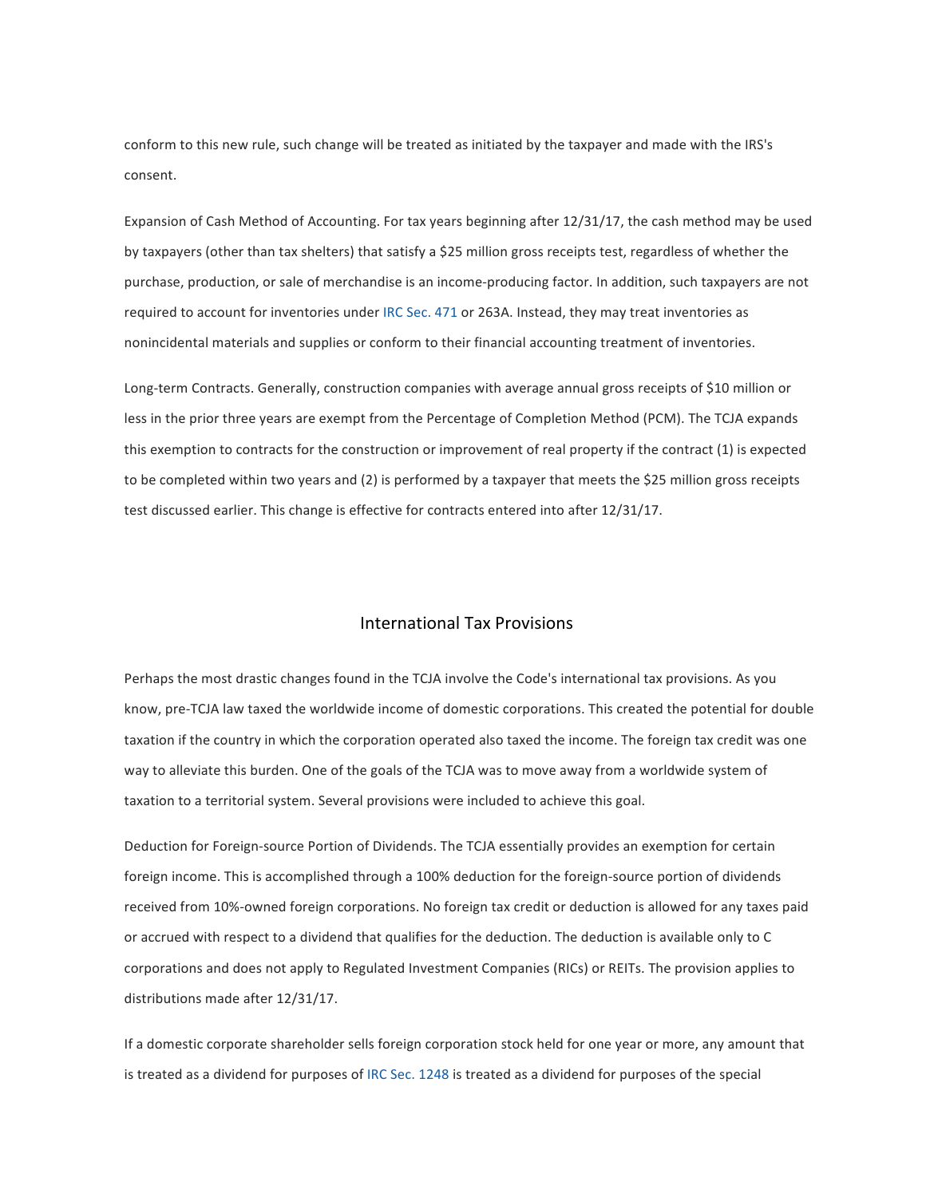conform to this new rule, such change will be treated as initiated by the taxpayer and made with the IRS's consent.

Expansion of Cash Method of Accounting. For tax years beginning after 12/31/17, the cash method may be used by taxpayers (other than tax shelters) that satisfy a $25 million gross receipts test, regardless of whether the purchase, production, or sale of merchandise is an income-producing factor. In addition, such taxpayers are not required to account for inventories under IRC Sec. 471 or 263A. Instead, they may treat inventories as nonincidental materials and supplies or conform to their financial accounting treatment of inventories.

Long-term Contracts. Generally, construction companies with average annual gross receipts of $10 million or less in the prior three years are exempt from the Percentage of Completion Method (PCM). The TCJA expands this exemption to contracts for the construction or improvement of real property if the contract (1) is expected to be completed within two years and (2) is performed by a taxpayer that meets the $25 million gross receipts test discussed earlier. This change is effective for contracts entered into after 12/31/17.

## International Tax Provisions

Perhaps the most drastic changes found in the TCJA involve the Code's international tax provisions. As you know, pre-TCJA law taxed the worldwide income of domestic corporations. This created the potential for double taxation if the country in which the corporation operated also taxed the income. The foreign tax credit was one way to alleviate this burden. One of the goals of the TCJA was to move away from a worldwide system of taxation to a territorial system. Several provisions were included to achieve this goal.

Deduction for Foreign-source Portion of Dividends. The TCJA essentially provides an exemption for certain foreign income. This is accomplished through a 100% deduction for the foreign-source portion of dividends received from 10%-owned foreign corporations. No foreign tax credit or deduction is allowed for any taxes paid or accrued with respect to a dividend that qualifies for the deduction. The deduction is available only to C corporations and does not apply to Regulated Investment Companies (RICs) or REITs. The provision applies to distributions made after 12/31/17.

If a domestic corporate shareholder sells foreign corporation stock held for one year or more, any amount that is treated as a dividend for purposes of IRC Sec. 1248 is treated as a dividend for purposes of the special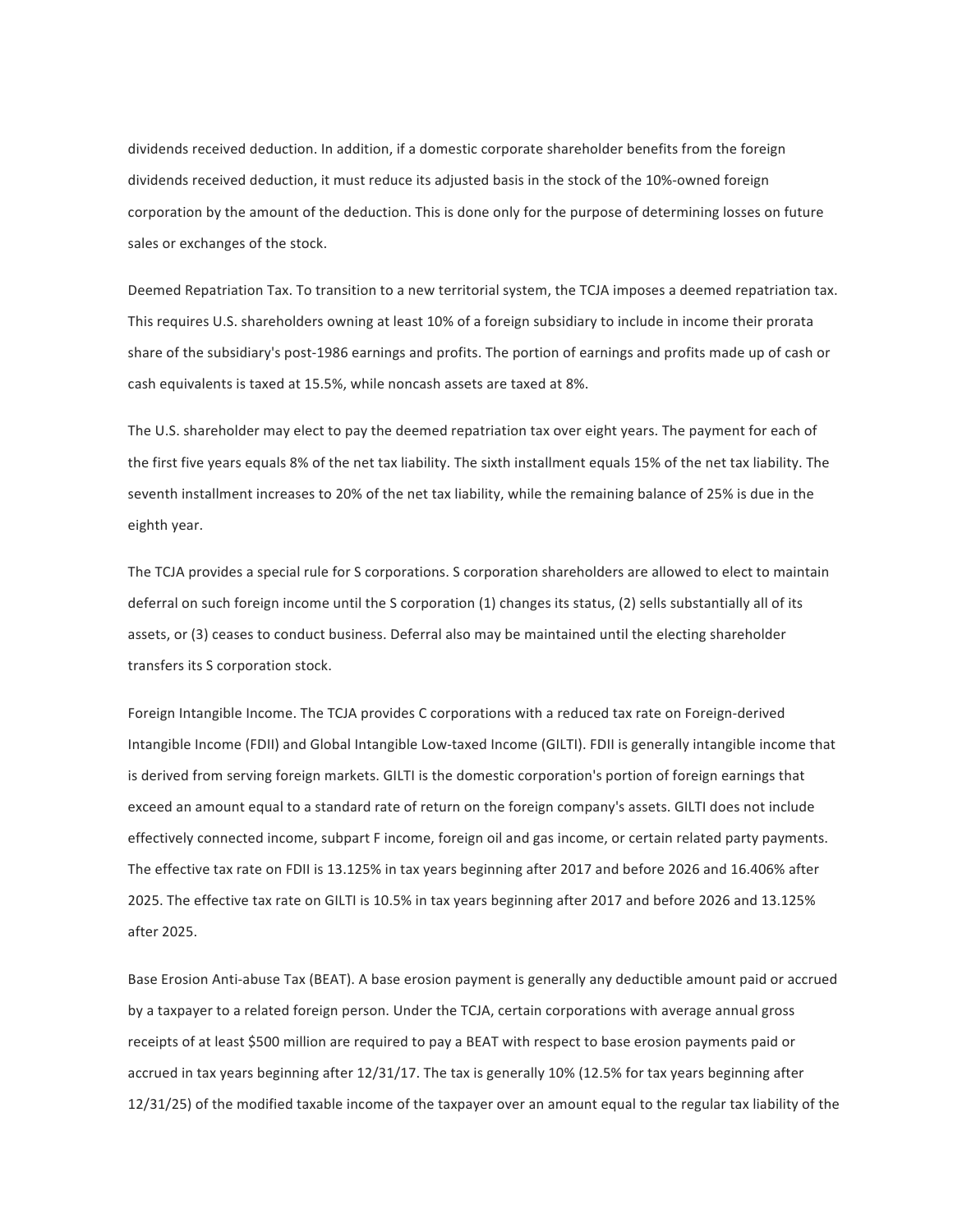dividends received deduction. In addition, if a domestic corporate shareholder benefits from the foreign dividends received deduction, it must reduce its adjusted basis in the stock of the 10%-owned foreign corporation by the amount of the deduction. This is done only for the purpose of determining losses on future sales or exchanges of the stock.

Deemed Repatriation Tax. To transition to a new territorial system, the TCJA imposes a deemed repatriation tax. This requires U.S. shareholders owning at least 10% of a foreign subsidiary to include in income their prorata share of the subsidiary's post-1986 earnings and profits. The portion of earnings and profits made up of cash or cash equivalents is taxed at 15.5%, while noncash assets are taxed at 8%.

The U.S. shareholder may elect to pay the deemed repatriation tax over eight years. The payment for each of the first five years equals 8% of the net tax liability. The sixth installment equals 15% of the net tax liability. The seventh installment increases to 20% of the net tax liability, while the remaining balance of 25% is due in the eighth year.

The TCJA provides a special rule for S corporations. S corporation shareholders are allowed to elect to maintain deferral on such foreign income until the S corporation (1) changes its status, (2) sells substantially all of its assets, or (3) ceases to conduct business. Deferral also may be maintained until the electing shareholder transfers its S corporation stock.

Foreign Intangible Income. The TCJA provides C corporations with a reduced tax rate on Foreign-derived Intangible Income (FDII) and Global Intangible Low-taxed Income (GILTI). FDII is generally intangible income that is derived from serving foreign markets. GILTI is the domestic corporation's portion of foreign earnings that exceed an amount equal to a standard rate of return on the foreign company's assets. GILTI does not include effectively connected income, subpart F income, foreign oil and gas income, or certain related party payments. The effective tax rate on FDII is 13.125% in tax years beginning after 2017 and before 2026 and 16.406% after 2025. The effective tax rate on GILTI is 10.5% in tax years beginning after 2017 and before 2026 and 13.125% after 2025.

Base Erosion Anti-abuse Tax (BEAT). A base erosion payment is generally any deductible amount paid or accrued by a taxpayer to a related foreign person. Under the TCJA, certain corporations with average annual gross receipts of at least $500 million are required to pay a BEAT with respect to base erosion payments paid or accrued in tax years beginning after 12/31/17. The tax is generally 10% (12.5% for tax years beginning after 12/31/25) of the modified taxable income of the taxpayer over an amount equal to the regular tax liability of the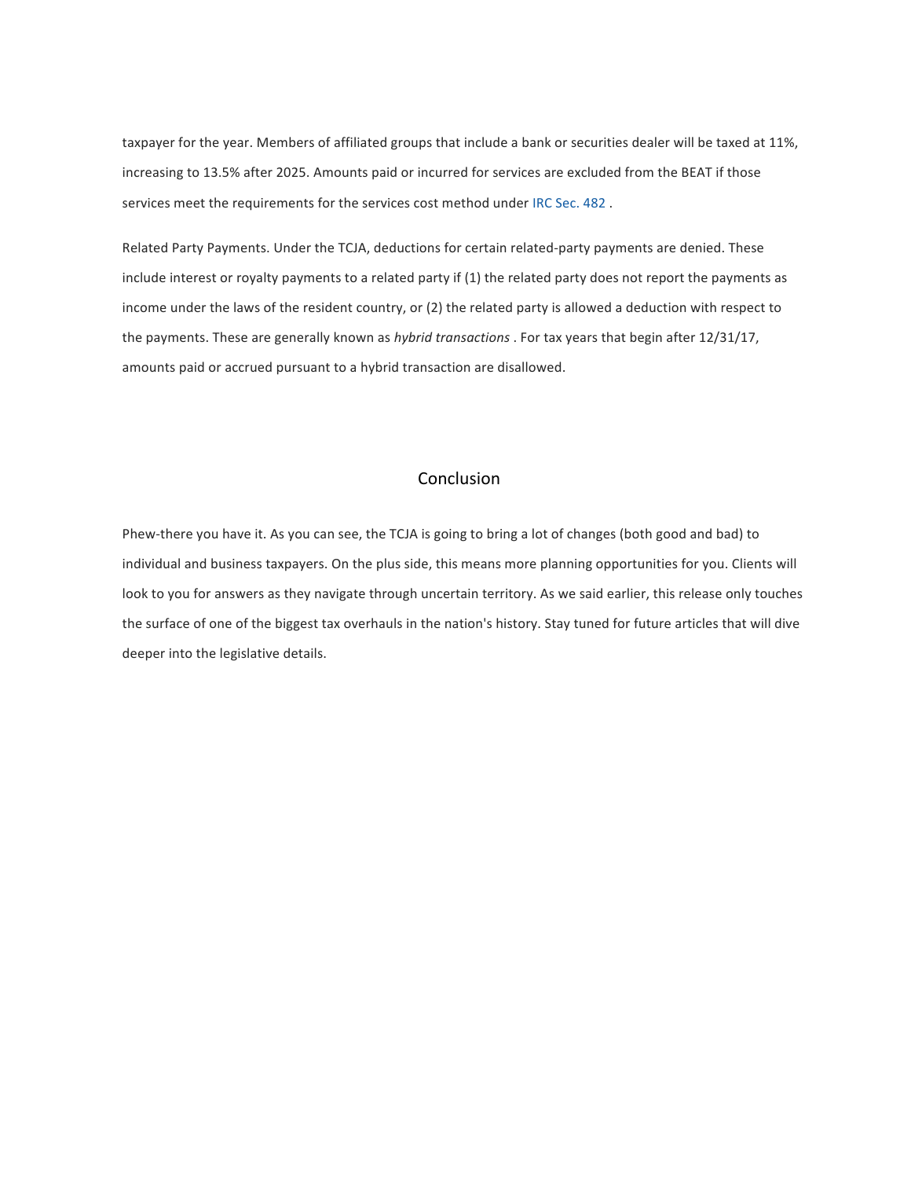taxpayer for the year. Members of affiliated groups that include a bank or securities dealer will be taxed at 11%, increasing to 13.5% after 2025. Amounts paid or incurred for services are excluded from the BEAT if those services meet the requirements for the services cost method under IRC Sec. 482 .

Related Party Payments. Under the TCJA, deductions for certain related-party payments are denied. These include interest or royalty payments to a related party if (1) the related party does not report the payments as income under the laws of the resident country, or (2) the related party is allowed a deduction with respect to the payments. These are generally known as *hybrid transactions* . For tax years that begin after 12/31/17, amounts paid or accrued pursuant to a hybrid transaction are disallowed.

## Conclusion

Phew-there you have it. As you can see, the TCJA is going to bring a lot of changes (both good and bad) to individual and business taxpayers. On the plus side, this means more planning opportunities for you. Clients will look to you for answers as they navigate through uncertain territory. As we said earlier, this release only touches the surface of one of the biggest tax overhauls in the nation's history. Stay tuned for future articles that will dive deeper into the legislative details.